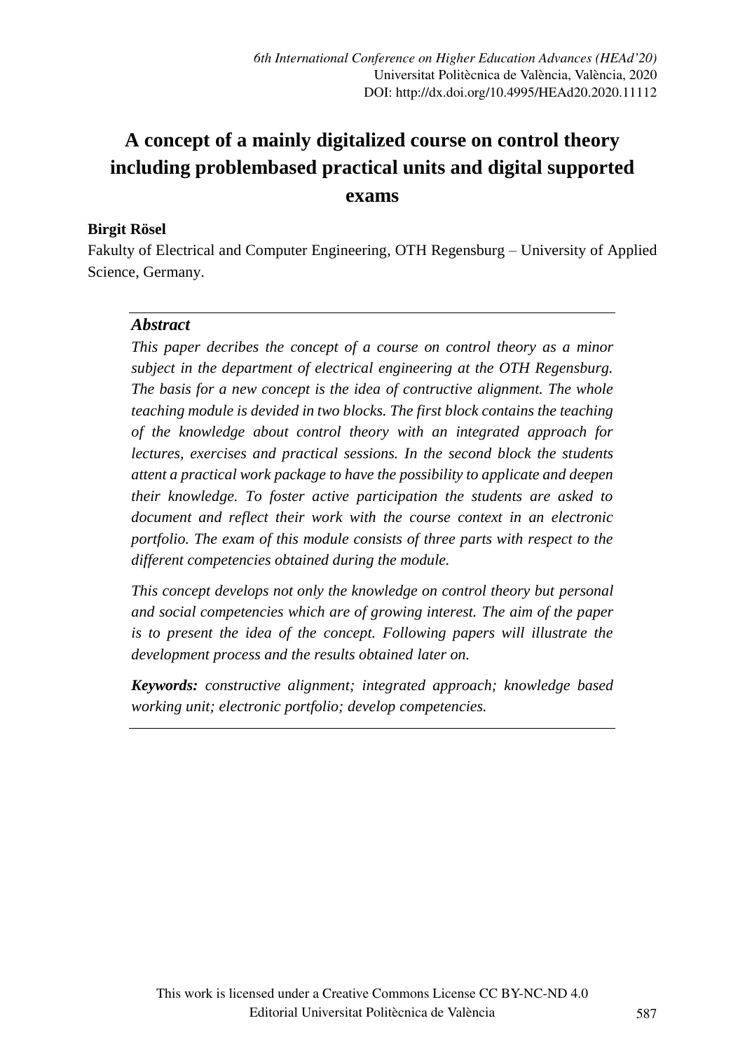*6th International Conference on Higher Education Advances (HEAd'20)*
Universitat Politècnica de València, València, 2020
DOI: http://dx.doi.org/10.4995/HEAd20.2020.11112

# A concept of a mainly digitalized course on control theory including problembased practical units and digital supported exams

**Birgit Rösel**

Fakulty of Electrical and Computer Engineering, OTH Regensburg – University of Applied Science, Germany.

### *Abstract*

*This paper decribes the concept of a course on control theory as a minor subject in the department of electrical engineering at the OTH Regensburg. The basis for a new concept is the idea of contructive alignment. The whole teaching module is devided in two blocks. The first block contains the teaching of the knowledge about control theory with an integrated approach for lectures, exercises and practical sessions. In the second block the students attent a practical work package to have the possibility to applicate and deepen their knowledge. To foster active participation the students are asked to document and reflect their work with the course context in an electronic portfolio. The exam of this module consists of three parts with respect to the different competencies obtained during the module.*

*This concept develops not only the knowledge on control theory but personal and social competencies which are of growing interest. The aim of the paper is to present the idea of the concept. Following papers will illustrate the development process and the results obtained later on.*

***Keywords:*** *constructive alignment; integrated approach; knowledge based working unit; electronic portfolio; develop competencies.*

This work is licensed under a Creative Commons License CC BY-NC-ND 4.0
Editorial Universitat Politècnica de València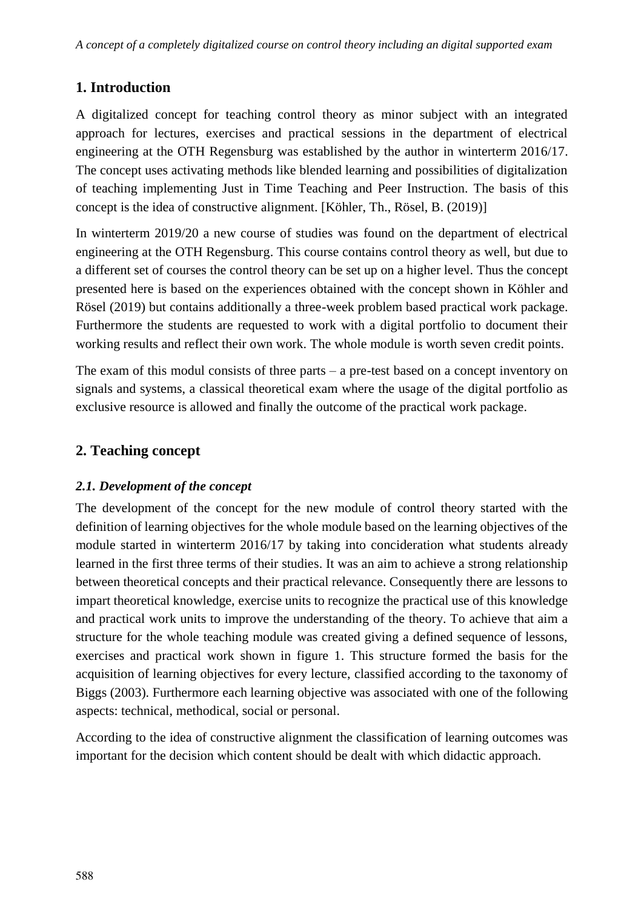## 1. Introduction

A digitalized concept for teaching control theory as minor subject with an integrated approach for lectures, exercises and practical sessions in the department of electrical engineering at the OTH Regensburg was established by the author in winterterm 2016/17. The concept uses activating methods like blended learning and possibilities of digitalization of teaching implementing Just in Time Teaching and Peer Instruction. The basis of this concept is the idea of constructive alignment. [Köhler, Th., Rösel, B. (2019)]

In winterterm 2019/20 a new course of studies was found on the department of electrical engineering at the OTH Regensburg. This course contains control theory as well, but due to a different set of courses the control theory can be set up on a higher level. Thus the concept presented here is based on the experiences obtained with the concept shown in Köhler and Rösel (2019) but contains additionally a three-week problem based practical work package. Furthermore the students are requested to work with a digital portfolio to document their working results and reflect their own work. The whole module is worth seven credit points.

The exam of this modul consists of three parts – a pre-test based on a concept inventory on signals and systems, a classical theoretical exam where the usage of the digital portfolio as exclusive resource is allowed and finally the outcome of the practical work package.

## 2. Teaching concept

### *2.1. Development of the concept*

The development of the concept for the new module of control theory started with the definition of learning objectives for the whole module based on the learning objectives of the module started in winterterm 2016/17 by taking into conciderration what students already learned in the first three terms of their studies. It was an aim to achieve a strong relationship between theoretical concepts and their practical relevance. Consequently there are lessons to impart theoretical knowledge, exercise units to recognize the practical use of this knowledge and practical work units to improve the understanding of the theory. To achieve that aim a structure for the whole teaching module was created giving a defined sequence of lessons, exercises and practical work shown in figure 1. This structure formed the basis for the acquisition of learning objectives for every lecture, classified according to the taxonomy of Biggs (2003). Furthermore each learning objective was associated with one of the following aspects: technical, methodical, social or personal.

According to the idea of constructive alignment the classification of learning outcomes was important for the decision which content should be dealt with which didactic approach.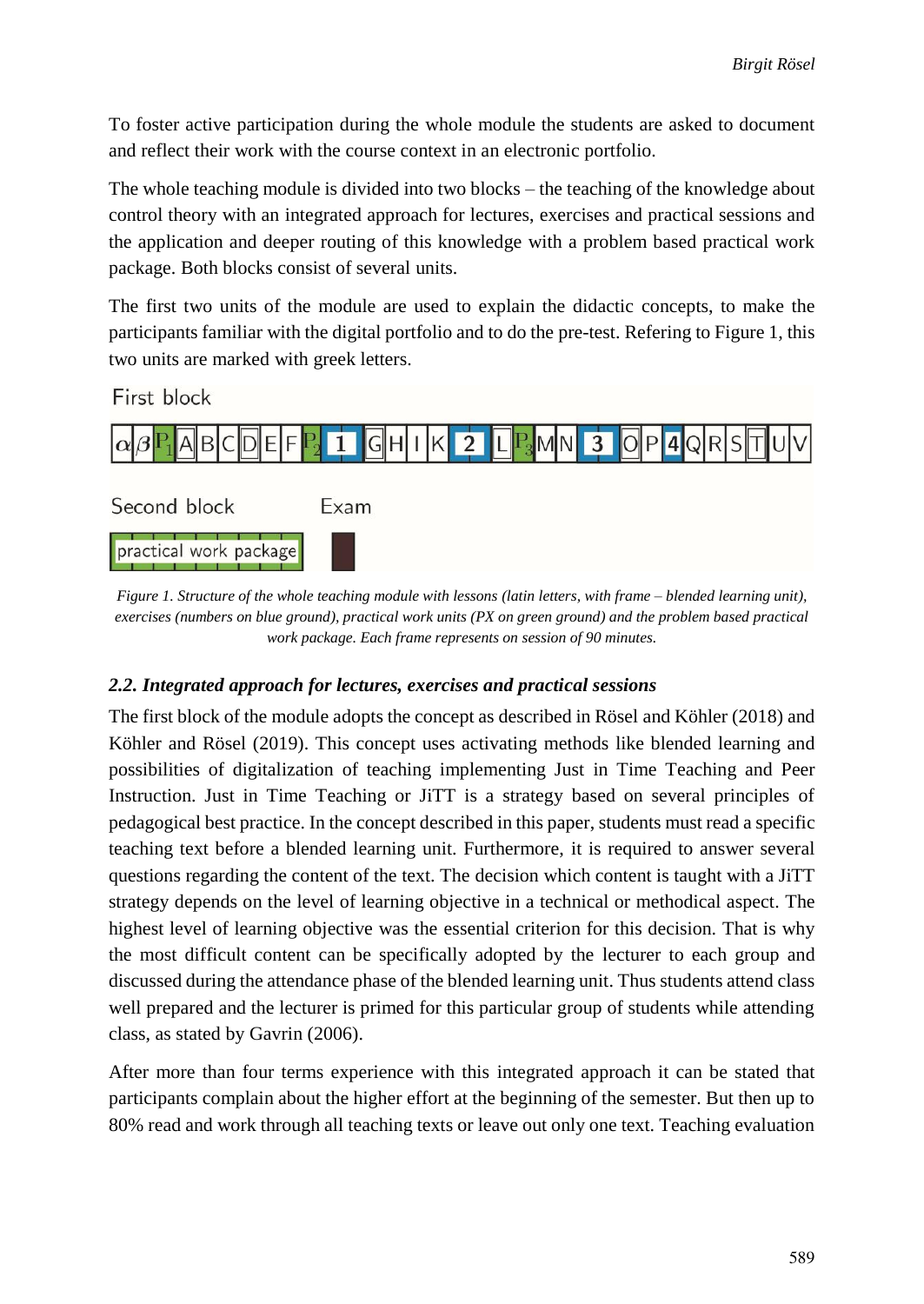To foster active participation during the whole module the students are asked to document and reflect their work with the course context in an electronic portfolio.

The whole teaching module is divided into two blocks – the teaching of the knowledge about control theory with an integrated approach for lectures, exercises and practical sessions and the application and deeper routing of this knowledge with a problem based practical work package. Both blocks consist of several units.

The first two units of the module are used to explain the didactic concepts, to make the participants familiar with the digital portfolio and to do the pre-test. Refering to Figure 1, this two units are marked with greek letters.

First block

$\alpha$ | $\beta$ | $P_1$ | A | B | C | D | E | F | $P_2$ | 1 | G | H | I | K | 2 | L | $P_3$ | M | N | 3 | O | P | 4 | Q | R | S | T | U | V

Second block — practical work package

Exam

*Figure 1. Structure of the whole teaching module with lessons (latin letters, with frame – blended learning unit), exercises (numbers on blue ground), practical work units (PX on green ground) and the problem based practical work package. Each frame represents on session of 90 minutes.*

### *2.2. Integrated approach for lectures, exercises and practical sessions*

The first block of the module adopts the concept as described in Rösel and Köhler (2018) and Köhler and Rösel (2019). This concept uses activating methods like blended learning and possibilities of digitalization of teaching implementing Just in Time Teaching and Peer Instruction. Just in Time Teaching or JiTT is a strategy based on several principles of pedagogical best practice. In the concept described in this paper, students must read a specific teaching text before a blended learning unit. Furthermore, it is required to answer several questions regarding the content of the text. The decision which content is taught with a JiTT strategy depends on the level of learning objective in a technical or methodical aspect. The highest level of learning objective was the essential criterion for this decision. That is why the most difficult content can be specifically adopted by the lecturer to each group and discussed during the attendance phase of the blended learning unit. Thus students attend class well prepared and the lecturer is primed for this particular group of students while attending class, as stated by Gavrin (2006).

After more than four terms experience with this integrated approach it can be stated that participants complain about the higher effort at the beginning of the semester. But then up to 80% read and work through all teaching texts or leave out only one text. Teaching evaluation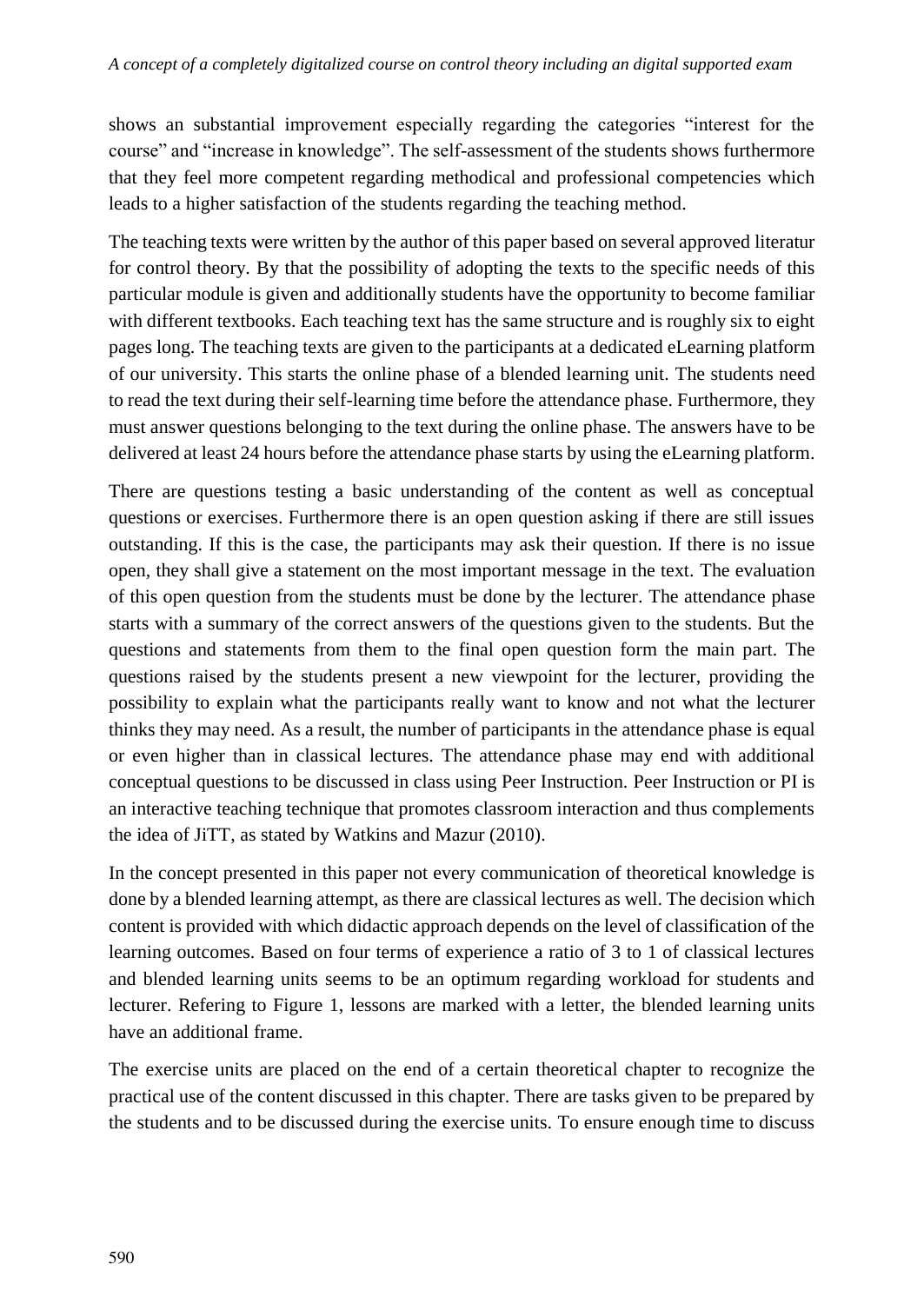shows an substantial improvement especially regarding the categories "interest for the course" and "increase in knowledge". The self-assessment of the students shows furthermore that they feel more competent regarding methodical and professional competencies which leads to a higher satisfaction of the students regarding the teaching method.

The teaching texts were written by the author of this paper based on several approved literatur for control theory. By that the possibility of adopting the texts to the specific needs of this particular module is given and additionally students have the opportunity to become familiar with different textbooks. Each teaching text has the same structure and is roughly six to eight pages long. The teaching texts are given to the participants at a dedicated eLearning platform of our university. This starts the online phase of a blended learning unit. The students need to read the text during their self-learning time before the attendance phase. Furthermore, they must answer questions belonging to the text during the online phase. The answers have to be delivered at least 24 hours before the attendance phase starts by using the eLearning platform.

There are questions testing a basic understanding of the content as well as conceptual questions or exercises. Furthermore there is an open question asking if there are still issues outstanding. If this is the case, the participants may ask their question. If there is no issue open, they shall give a statement on the most important message in the text. The evaluation of this open question from the students must be done by the lecturer. The attendance phase starts with a summary of the correct answers of the questions given to the students. But the questions and statements from them to the final open question form the main part. The questions raised by the students present a new viewpoint for the lecturer, providing the possibility to explain what the participants really want to know and not what the lecturer thinks they may need. As a result, the number of participants in the attendance phase is equal or even higher than in classical lectures. The attendance phase may end with additional conceptual questions to be discussed in class using Peer Instruction. Peer Instruction or PI is an interactive teaching technique that promotes classroom interaction and thus complements the idea of JiTT, as stated by Watkins and Mazur (2010).

In the concept presented in this paper not every communication of theoretical knowledge is done by a blended learning attempt, as there are classical lectures as well. The decision which content is provided with which didactic approach depends on the level of classification of the learning outcomes. Based on four terms of experience a ratio of 3 to 1 of classical lectures and blended learning units seems to be an optimum regarding workload for students and lecturer. Refering to Figure 1, lessons are marked with a letter, the blended learning units have an additional frame.

The exercise units are placed on the end of a certain theoretical chapter to recognize the practical use of the content discussed in this chapter. There are tasks given to be prepared by the students and to be discussed during the exercise units. To ensure enough time to discuss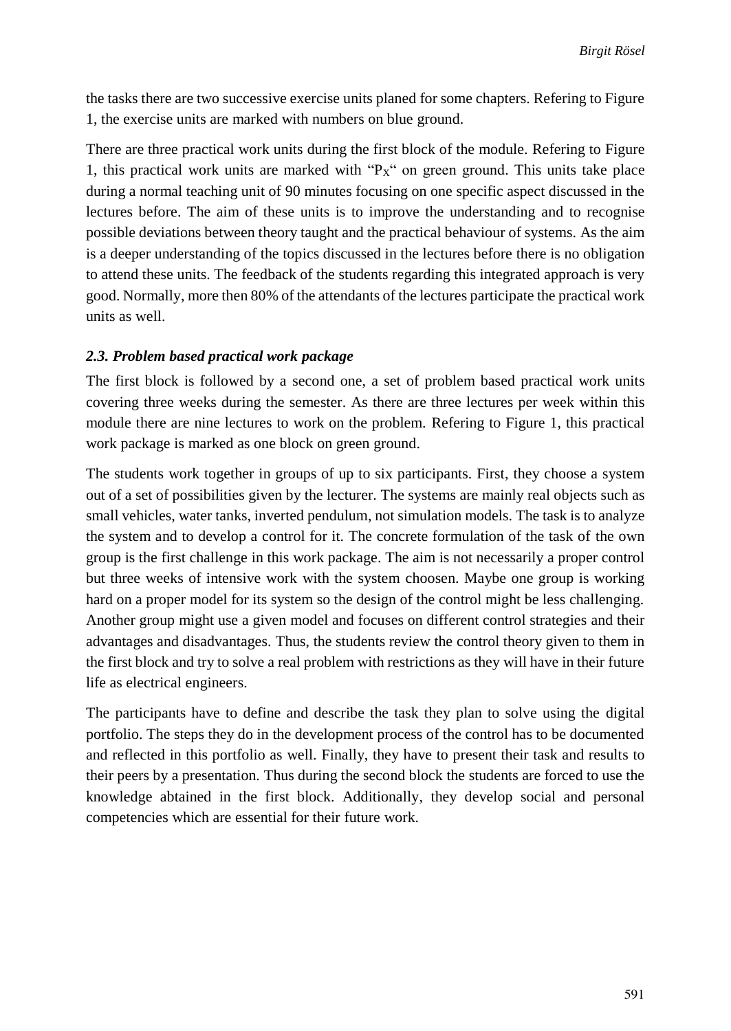the tasks there are two successive exercise units planed for some chapters. Refering to Figure 1, the exercise units are marked with numbers on blue ground.

There are three practical work units during the first block of the module. Refering to Figure 1, this practical work units are marked with "$P_X$" on green ground. This units take place during a normal teaching unit of 90 minutes focusing on one specific aspect discussed in the lectures before. The aim of these units is to improve the understanding and to recognise possible deviations between theory taught and the practical behaviour of systems. As the aim is a deeper understanding of the topics discussed in the lectures before there is no obligation to attend these units. The feedback of the students regarding this integrated approach is very good. Normally, more then 80% of the attendants of the lectures participate the practical work units as well.

### *2.3. Problem based practical work package*

The first block is followed by a second one, a set of problem based practical work units covering three weeks during the semester. As there are three lectures per week within this module there are nine lectures to work on the problem. Refering to Figure 1, this practical work package is marked as one block on green ground.

The students work together in groups of up to six participants. First, they choose a system out of a set of possibilities given by the lecturer. The systems are mainly real objects such as small vehicles, water tanks, inverted pendulum, not simulation models. The task is to analyze the system and to develop a control for it. The concrete formulation of the task of the own group is the first challenge in this work package. The aim is not necessarily a proper control but three weeks of intensive work with the system choosen. Maybe one group is working hard on a proper model for its system so the design of the control might be less challenging. Another group might use a given model and focuses on different control strategies and their advantages and disadvantages. Thus, the students review the control theory given to them in the first block and try to solve a real problem with restrictions as they will have in their future life as electrical engineers.

The participants have to define and describe the task they plan to solve using the digital portfolio. The steps they do in the development process of the control has to be documented and reflected in this portfolio as well. Finally, they have to present their task and results to their peers by a presentation. Thus during the second block the students are forced to use the knowledge abtained in the first block. Additionally, they develop social and personal competencies which are essential for their future work.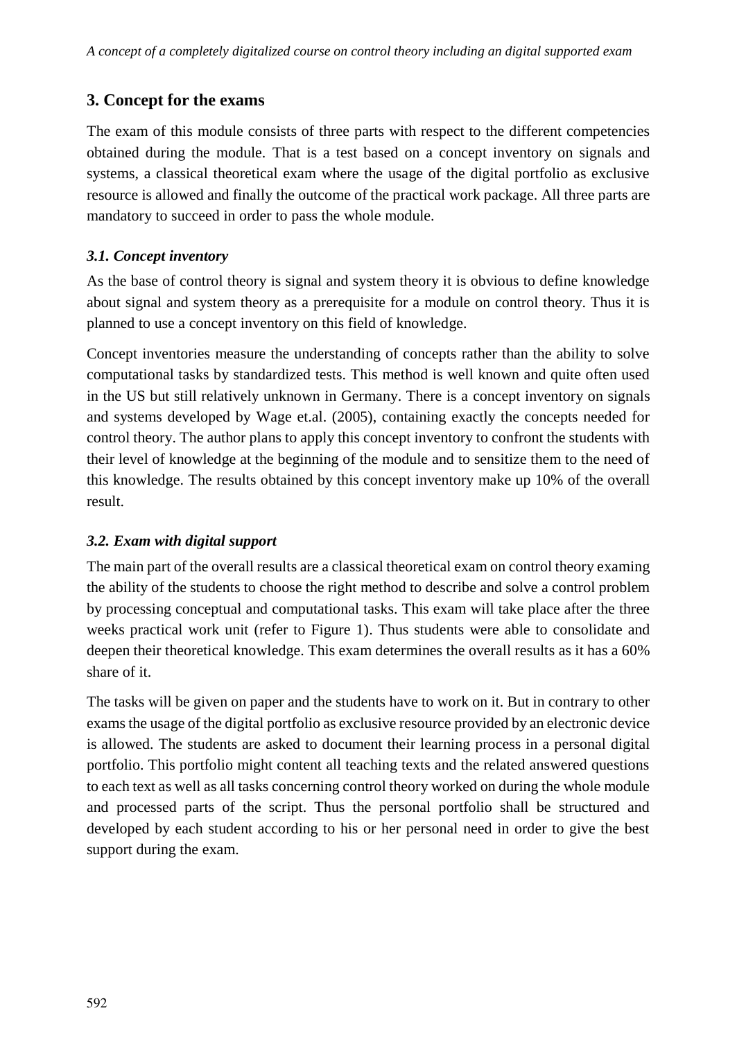## 3. Concept for the exams

The exam of this module consists of three parts with respect to the different competencies obtained during the module. That is a test based on a concept inventory on signals and systems, a classical theoretical exam where the usage of the digital portfolio as exclusive resource is allowed and finally the outcome of the practical work package. All three parts are mandatory to succeed in order to pass the whole module.

### *3.1. Concept inventory*

As the base of control theory is signal and system theory it is obvious to define knowledge about signal and system theory as a prerequisite for a module on control theory. Thus it is planned to use a concept inventory on this field of knowledge.

Concept inventories measure the understanding of concepts rather than the ability to solve computational tasks by standardized tests. This method is well known and quite often used in the US but still relatively unknown in Germany. There is a concept inventory on signals and systems developed by Wage et.al. (2005), containing exactly the concepts needed for control theory. The author plans to apply this concept inventory to confront the students with their level of knowledge at the beginning of the module and to sensitize them to the need of this knowledge. The results obtained by this concept inventory make up 10% of the overall result.

### *3.2. Exam with digital support*

The main part of the overall results are a classical theoretical exam on control theory examing the ability of the students to choose the right method to describe and solve a control problem by processing conceptual and computational tasks. This exam will take place after the three weeks practical work unit (refer to Figure 1). Thus students were able to consolidate and deepen their theoretical knowledge. This exam determines the overall results as it has a 60% share of it.

The tasks will be given on paper and the students have to work on it. But in contrary to other exams the usage of the digital portfolio as exclusive resource provided by an electronic device is allowed. The students are asked to document their learning process in a personal digital portfolio. This portfolio might content all teaching texts and the related answered questions to each text as well as all tasks concerning control theory worked on during the whole module and processed parts of the script. Thus the personal portfolio shall be structured and developed by each student according to his or her personal need in order to give the best support during the exam.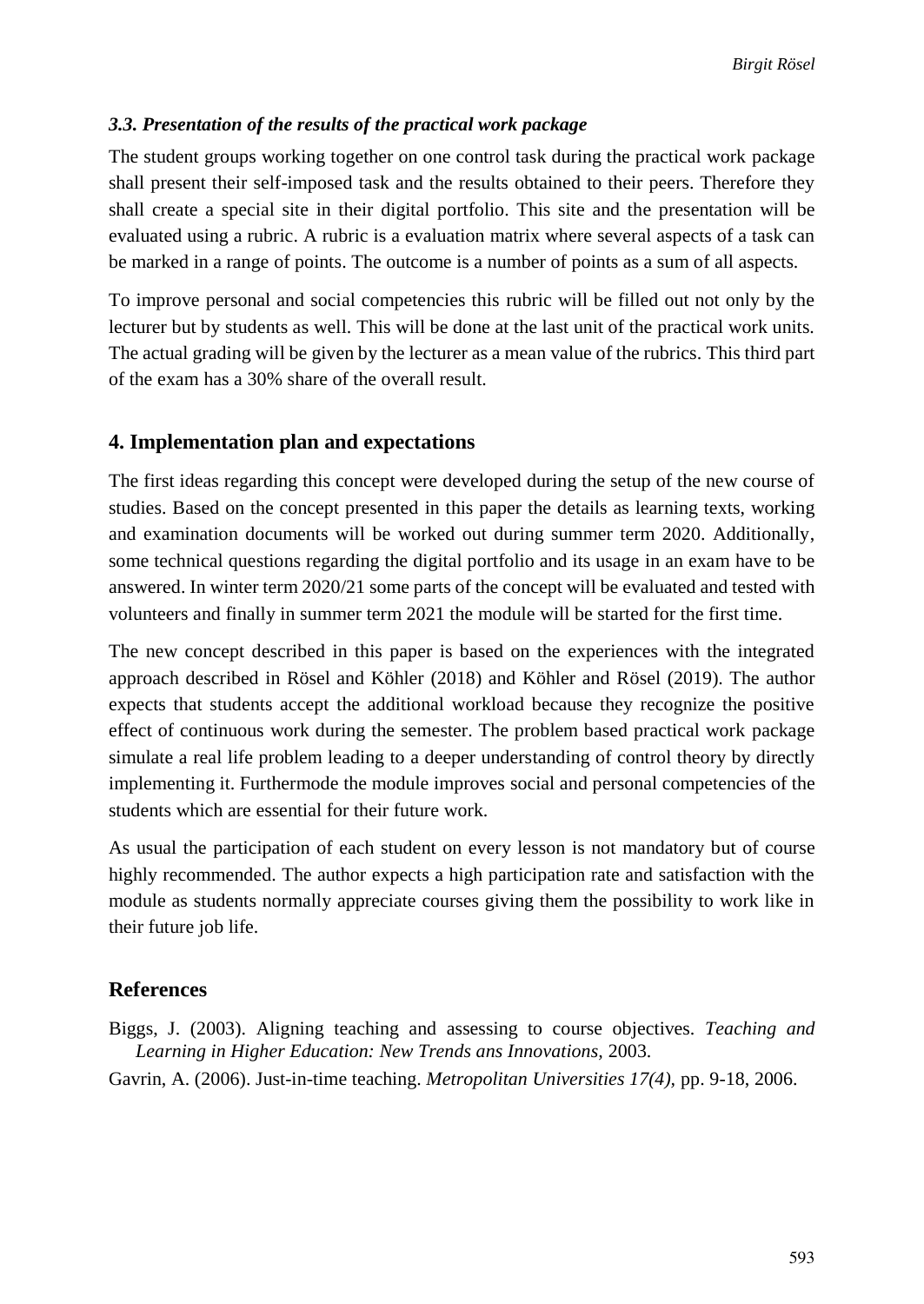### *3.3. Presentation of the results of the practical work package*

The student groups working together on one control task during the practical work package shall present their self-imposed task and the results obtained to their peers. Therefore they shall create a special site in their digital portfolio. This site and the presentation will be evaluated using a rubric. A rubric is a evaluation matrix where several aspects of a task can be marked in a range of points. The outcome is a number of points as a sum of all aspects.

To improve personal and social competencies this rubric will be filled out not only by the lecturer but by students as well. This will be done at the last unit of the practical work units. The actual grading will be given by the lecturer as a mean value of the rubrics. This third part of the exam has a 30% share of the overall result.

## 4. Implementation plan and expectations

The first ideas regarding this concept were developed during the setup of the new course of studies. Based on the concept presented in this paper the details as learning texts, working and examination documents will be worked out during summer term 2020. Additionally, some technical questions regarding the digital portfolio and its usage in an exam have to be answered. In winter term 2020/21 some parts of the concept will be evaluated and tested with volunteers and finally in summer term 2021 the module will be started for the first time.

The new concept described in this paper is based on the experiences with the integrated approach described in Rösel and Köhler (2018) and Köhler and Rösel (2019). The author expects that students accept the additional workload because they recognize the positive effect of continuous work during the semester. The problem based practical work package simulate a real life problem leading to a deeper understanding of control theory by directly implementing it. Furthermode the module improves social and personal competencies of the students which are essential for their future work.

As usual the participation of each student on every lesson is not mandatory but of course highly recommended. The author expects a high participation rate and satisfaction with the module as students normally appreciate courses giving them the possibility to work like in their future job life.

## References

Biggs, J. (2003). Aligning teaching and assessing to course objectives. *Teaching and Learning in Higher Education: New Trends ans Innovations*, 2003.

Gavrin, A. (2006). Just-in-time teaching. *Metropolitan Universities 17(4)*, pp. 9-18, 2006.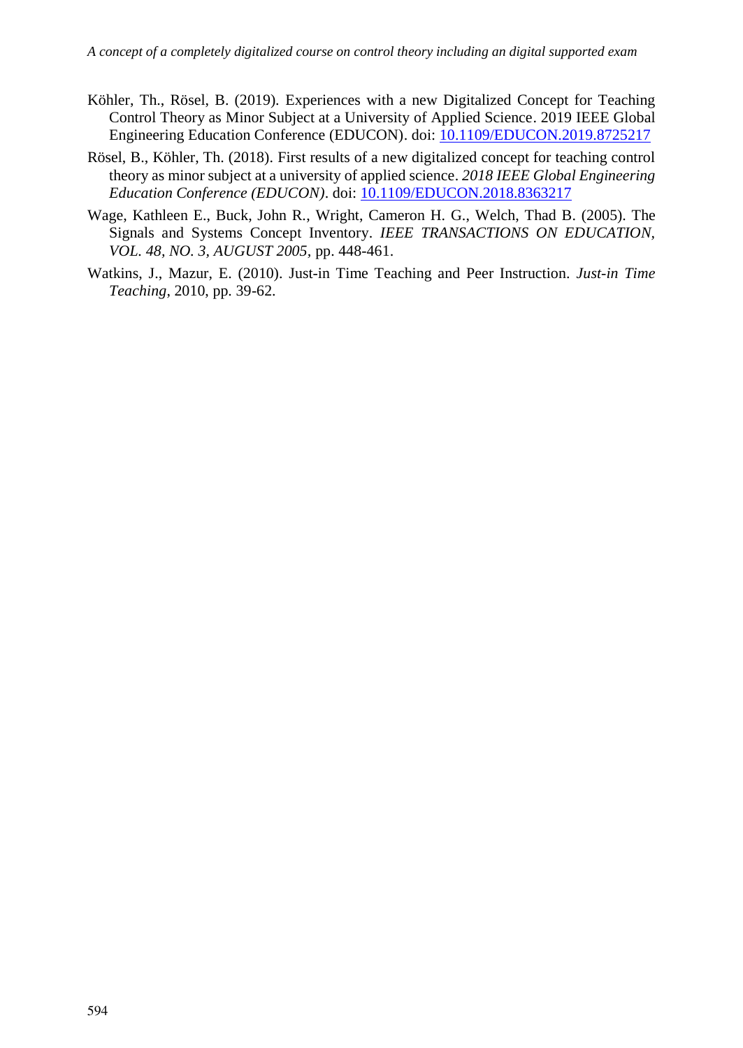Köhler, Th., Rösel, B. (2019). Experiences with a new Digitalized Concept for Teaching Control Theory as Minor Subject at a University of Applied Science. 2019 IEEE Global Engineering Education Conference (EDUCON). doi: 10.1109/EDUCON.2019.8725217

Rösel, B., Köhler, Th. (2018). First results of a new digitalized concept for teaching control theory as minor subject at a university of applied science. *2018 IEEE Global Engineering Education Conference (EDUCON)*. doi: 10.1109/EDUCON.2018.8363217

Wage, Kathleen E., Buck, John R., Wright, Cameron H. G., Welch, Thad B. (2005). The Signals and Systems Concept Inventory. *IEEE TRANSACTIONS ON EDUCATION, VOL. 48, NO. 3, AUGUST 2005*, pp. 448-461.

Watkins, J., Mazur, E. (2010). Just-in Time Teaching and Peer Instruction. *Just-in Time Teaching*, 2010, pp. 39-62.